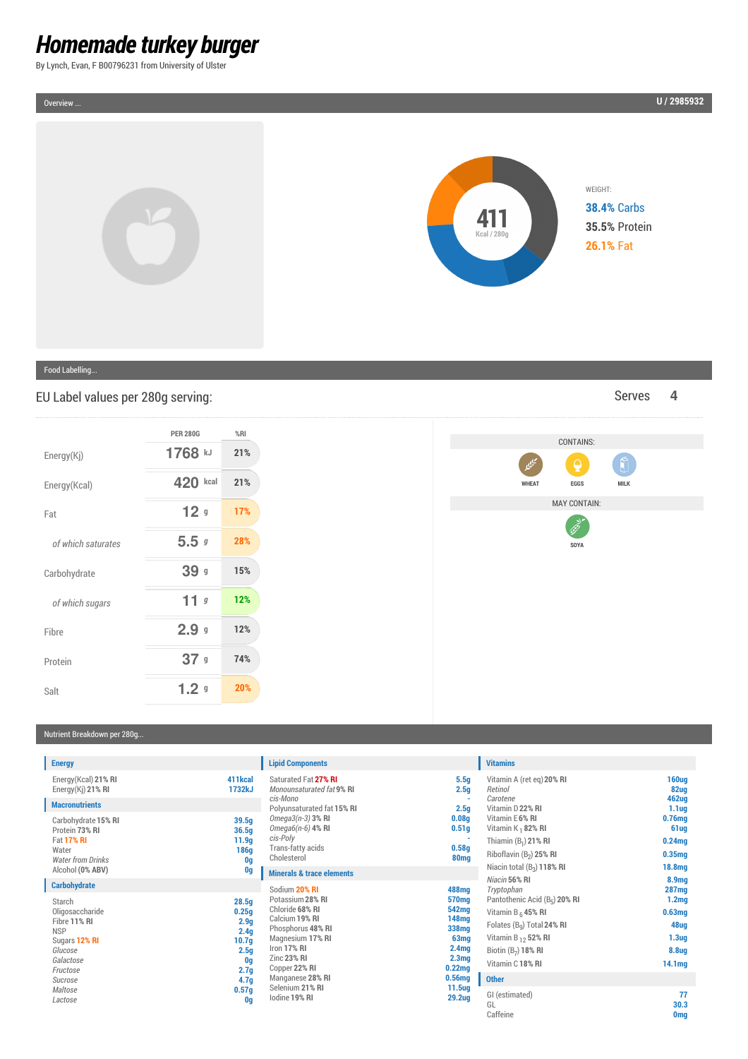# Homemade turkey burger

By Lynch, Evan, F B00796231 from University of Ulster

Overview ... U / 2985932

411
Kcal / 280g

WEIGHT:
38.4% Carbs
35.5% Protein
26.1% Fat

Food Labelling...

## EU Label values per 280g serving:

Serves 4

| | PER 280G | %RI |
|---|---|---|
| Energy(Kj) | 1768 kJ | 21% |
| Energy(Kcal) | 420 kcal | 21% |
| Fat | 12 g | 17% |
| *of which saturates* | 5.5 g | 28% |
| Carbohydrate | 39 g | 15% |
| *of which sugars* | 11 g | 12% |
| Fibre | 2.9 g | 12% |
| Protein | 37 g | 74% |
| Salt | 1.2 g | 20% |

CONTAINS:
WHEAT, EGGS, MILK

MAY CONTAIN:
SOYA

Nutrient Breakdown per 280g...

### Energy

| | |
|---|---|
| Energy(Kcal) 21% RI | 411kcal |
| Energy(Kj) 21% RI | 1732kJ |

### Macronutrients

| | |
|---|---|
| Carbohydrate 15% RI | 39.5g |
| Protein 73% RI | 36.5g |
| Fat 17% RI | 11.9g |
| Water | 186g |
| *Water from Drinks* | 0g |
| Alcohol (0% ABV) | 0g |

### Carbohydrate

| | |
|---|---|
| Starch | 28.5g |
| Oligosaccharide | 0.25g |
| Fibre 11% RI | 2.9g |
| NSP | 2.4g |
| Sugars 12% RI | 10.7g |
| *Glucose* | 2.5g |
| *Galactose* | 0g |
| *Fructose* | 2.7g |
| *Sucrose* | 4.7g |
| *Maltose* | 0.57g |
| *Lactose* | 0g |

### Lipid Components

| | |
|---|---|
| Saturated Fat 27% RI | 5.5g |
| *Monounsaturated fat* 9% RI | 2.5g |
| *cis-Mono* | - |
| Polyunsaturated fat 15% RI | 2.5g |
| *Omega3(n-3)* 3% RI | 0.08g |
| *Omega6(n-6)* 4% RI | 0.51g |
| *cis-Poly* | - |
| Trans-fatty acids | 0.58g |
| Cholesterol | 80mg |

### Minerals & trace elements

| | |
|---|---|
| Sodium 20% RI | 488mg |
| Potassium 28% RI | 570mg |
| Chloride 68% RI | 542mg |
| Calcium 19% RI | 148mg |
| Phosphorus 48% RI | 338mg |
| Magnesium 17% RI | 63mg |
| Iron 17% RI | 2.4mg |
| Zinc 23% RI | 2.3mg |
| Copper 22% RI | 0.22mg |
| Manganese 28% RI | 0.56mg |
| Selenium 21% RI | 11.5ug |
| Iodine 19% RI | 29.2ug |

### Vitamins

| | |
|---|---|
| Vitamin A (ret eq) 20% RI | 160ug |
| *Retinol* | 82ug |
| *Carotene* | 462ug |
| Vitamin D 22% RI | 1.1ug |
| Vitamin E 6% RI | 0.76mg |
| Vitamin K $_1$ 82% RI | 61ug |
| Thiamin ($B_1$) 21% RI | 0.24mg |
| Riboflavin ($B_2$) 25% RI | 0.35mg |
| Niacin total ($B_3$) 118% RI | 18.8mg |
| *Niacin* 56% RI | 8.9mg |
| *Tryptophan* | 287mg |
| Pantothenic Acid ($B_5$) 20% RI | 1.2mg |
| Vitamin B $_6$ 45% RI | 0.63mg |
| Folates ($B_9$) Total 24% RI | 48ug |
| Vitamin B $_{12}$ 52% RI | 1.3ug |
| Biotin ($B_7$) 18% RI | 8.8ug |
| Vitamin C 18% RI | 14.1mg |

### Other

| | |
|---|---|
| GI (estimated) | 77 |
| GL | 30.3 |
| Caffeine | 0mg |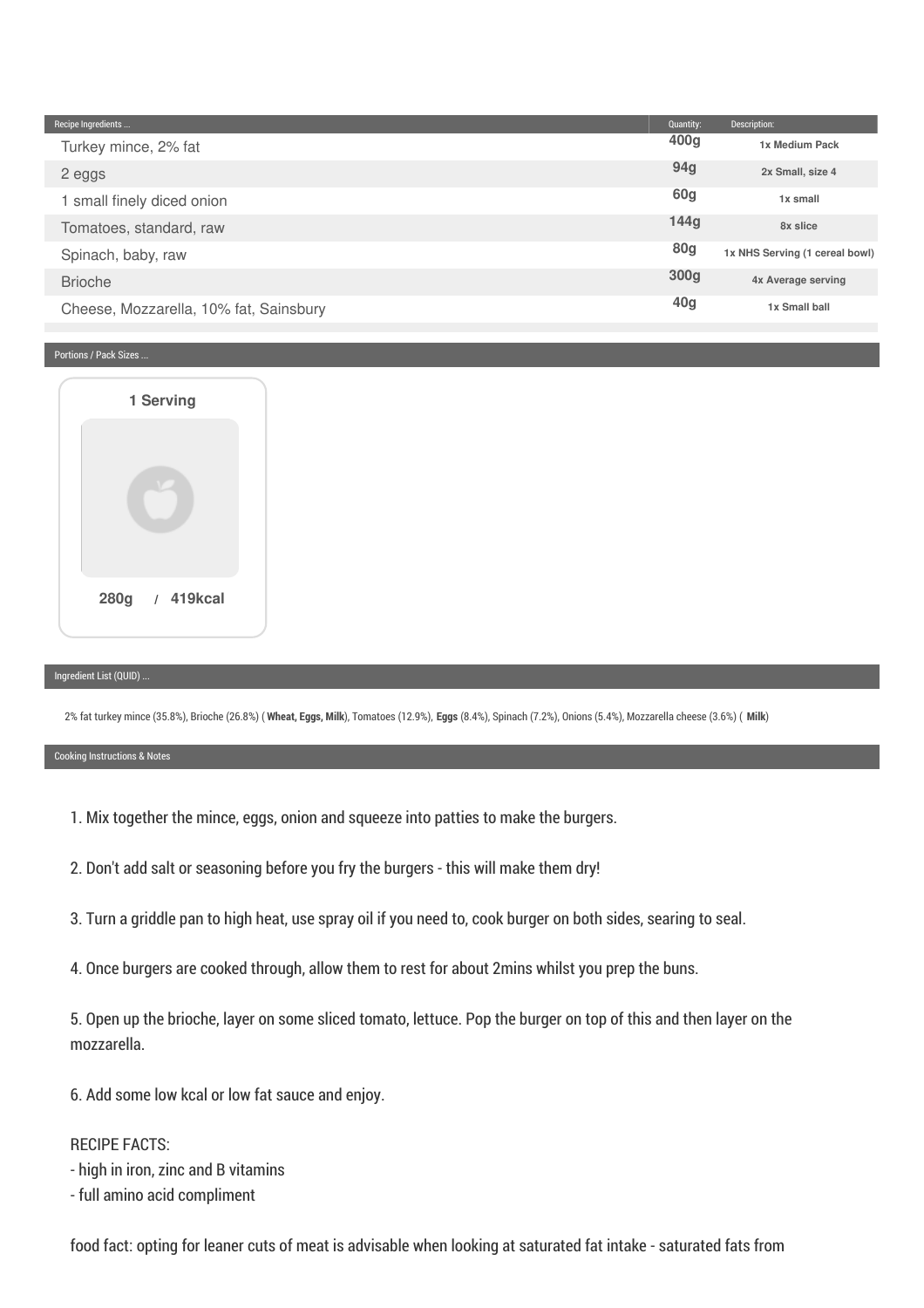| Recipe Ingredients ... | Quantity: | Description: |
| --- | --- | --- |
| Turkey mince, 2% fat | 400g | 1x Medium Pack |
| 2 eggs | 94g | 2x Small, size 4 |
| 1 small finely diced onion | 60g | 1x small |
| Tomatoes, standard, raw | 144g | 8x slice |
| Spinach, baby, raw | 80g | 1x NHS Serving (1 cereal bowl) |
| Brioche | 300g | 4x Average serving |
| Cheese, Mozzarella, 10% fat, Sainsbury | 40g | 1x Small ball |

## Portions / Pack Sizes ...

**1 Serving**

**280g / 419kcal**

## Ingredient List (QUID) ...

2% fat turkey mince (35.8%), Brioche (26.8%) ( **Wheat, Eggs, Milk**), Tomatoes (12.9%), **Eggs** (8.4%), Spinach (7.2%), Onions (5.4%), Mozzarella cheese (3.6%) ( **Milk**)

## Cooking Instructions & Notes

1. Mix together the mince, eggs, onion and squeeze into patties to make the burgers.

2. Don't add salt or seasoning before you fry the burgers - this will make them dry!

3. Turn a griddle pan to high heat, use spray oil if you need to, cook burger on both sides, searing to seal.

4. Once burgers are cooked through, allow them to rest for about 2mins whilst you prep the buns.

5. Open up the brioche, layer on some sliced tomato, lettuce. Pop the burger on top of this and then layer on the mozzarella.

6. Add some low kcal or low fat sauce and enjoy.

RECIPE FACTS:
- high in iron, zinc and B vitamins
- full amino acid compliment

food fact: opting for leaner cuts of meat is advisable when looking at saturated fat intake - saturated fats from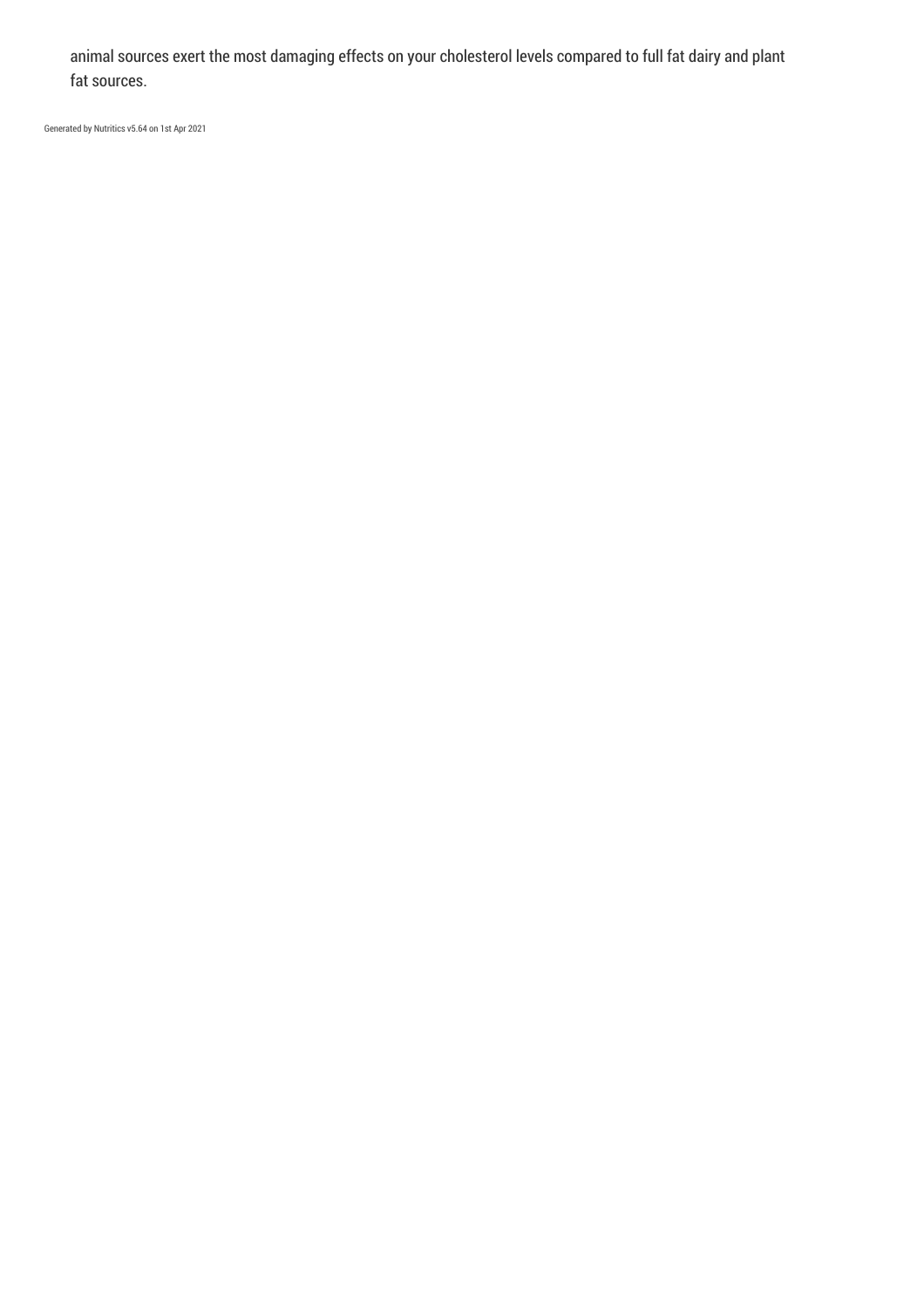animal sources exert the most damaging effects on your cholesterol levels compared to full fat dairy and plant fat sources.

Generated by Nutritics v5.64 on 1st Apr 2021